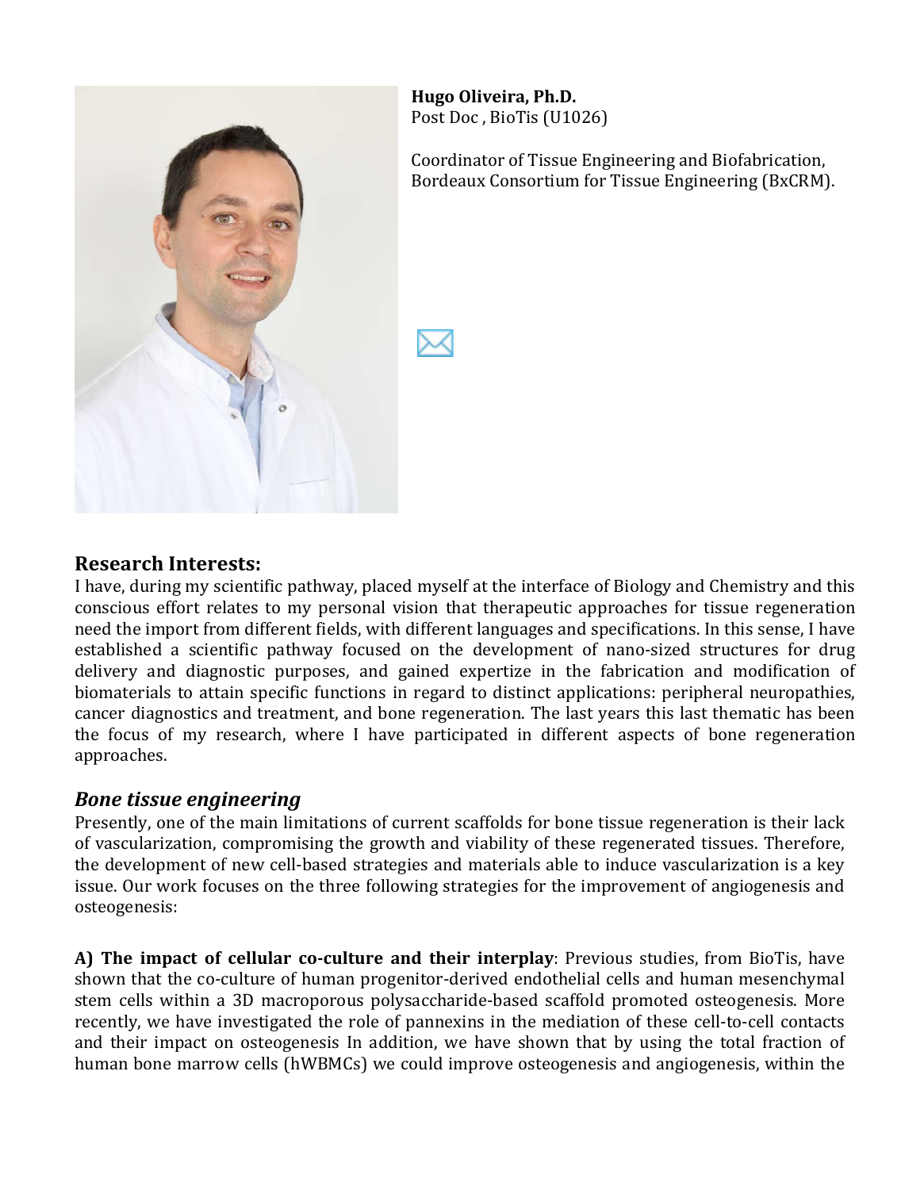**Hugo Oliveira, Ph.D.**
Post Doc , BioTis (U1026)

Coordinator of Tissue Engineering and Biofabrication, Bordeaux Consortium for Tissue Engineering (BxCRM).

## Research Interests:

I have, during my scientific pathway, placed myself at the interface of Biology and Chemistry and this conscious effort relates to my personal vision that therapeutic approaches for tissue regeneration need the import from different fields, with different languages and specifications. In this sense, I have established a scientific pathway focused on the development of nano-sized structures for drug delivery and diagnostic purposes, and gained expertize in the fabrication and modification of biomaterials to attain specific functions in regard to distinct applications: peripheral neuropathies, cancer diagnostics and treatment, and bone regeneration. The last years this last thematic has been the focus of my research, where I have participated in different aspects of bone regeneration approaches.

### *Bone tissue engineering*

Presently, one of the main limitations of current scaffolds for bone tissue regeneration is their lack of vascularization, compromising the growth and viability of these regenerated tissues. Therefore, the development of new cell-based strategies and materials able to induce vascularization is a key issue. Our work focuses on the three following strategies for the improvement of angiogenesis and osteogenesis:

**A) The impact of cellular co-culture and their interplay**: Previous studies, from BioTis, have shown that the co-culture of human progenitor-derived endothelial cells and human mesenchymal stem cells within a 3D macroporous polysaccharide-based scaffold promoted osteogenesis. More recently, we have investigated the role of pannexins in the mediation of these cell-to-cell contacts and their impact on osteogenesis In addition, we have shown that by using the total fraction of human bone marrow cells (hWBMCs) we could improve osteogenesis and angiogenesis, within the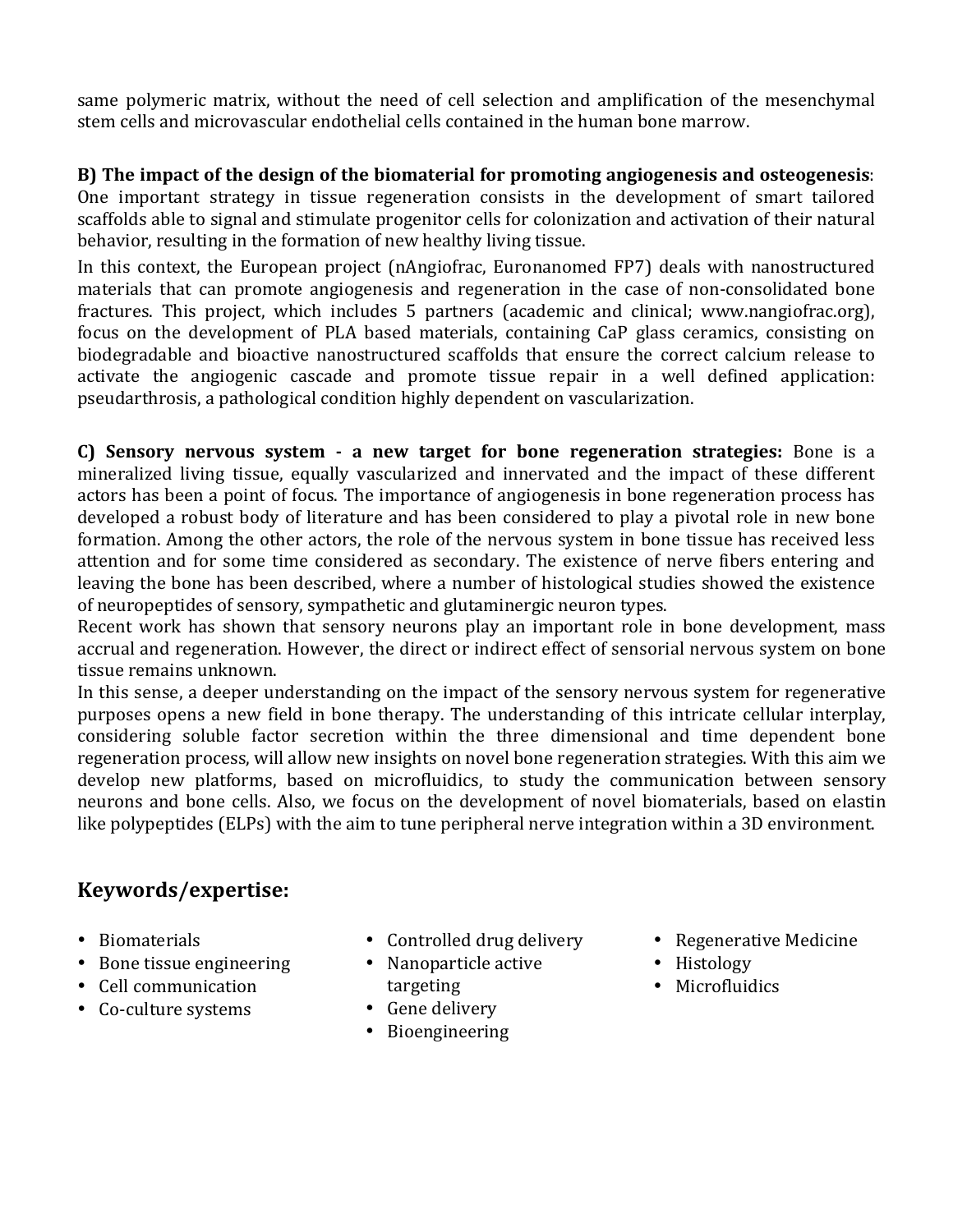same polymeric matrix, without the need of cell selection and amplification of the mesenchymal stem cells and microvascular endothelial cells contained in the human bone marrow.

**B) The impact of the design of the biomaterial for promoting angiogenesis and osteogenesis**: One important strategy in tissue regeneration consists in the development of smart tailored scaffolds able to signal and stimulate progenitor cells for colonization and activation of their natural behavior, resulting in the formation of new healthy living tissue.

In this context, the European project (nAngiofrac, Euronanomed FP7) deals with nanostructured materials that can promote angiogenesis and regeneration in the case of non-consolidated bone fractures. This project, which includes 5 partners (academic and clinical; www.nangiofrac.org), focus on the development of PLA based materials, containing CaP glass ceramics, consisting on biodegradable and bioactive nanostructured scaffolds that ensure the correct calcium release to activate the angiogenic cascade and promote tissue repair in a well defined application: pseudarthrosis, a pathological condition highly dependent on vascularization.

**C) Sensory nervous system - a new target for bone regeneration strategies:** Bone is a mineralized living tissue, equally vascularized and innervated and the impact of these different actors has been a point of focus. The importance of angiogenesis in bone regeneration process has developed a robust body of literature and has been considered to play a pivotal role in new bone formation. Among the other actors, the role of the nervous system in bone tissue has received less attention and for some time considered as secondary. The existence of nerve fibers entering and leaving the bone has been described, where a number of histological studies showed the existence of neuropeptides of sensory, sympathetic and glutaminergic neuron types.

Recent work has shown that sensory neurons play an important role in bone development, mass accrual and regeneration. However, the direct or indirect effect of sensorial nervous system on bone tissue remains unknown.

In this sense, a deeper understanding on the impact of the sensory nervous system for regenerative purposes opens a new field in bone therapy. The understanding of this intricate cellular interplay, considering soluble factor secretion within the three dimensional and time dependent bone regeneration process, will allow new insights on novel bone regeneration strategies. With this aim we develop new platforms, based on microfluidics, to study the communication between sensory neurons and bone cells. Also, we focus on the development of novel biomaterials, based on elastin like polypeptides (ELPs) with the aim to tune peripheral nerve integration within a 3D environment.

## Keywords/expertise:

- Biomaterials
- Bone tissue engineering
- Cell communication
- Co-culture systems
- Controlled drug delivery
- Nanoparticle active targeting
- Gene delivery
- Bioengineering
- Regenerative Medicine
- Histology
- Microfluidics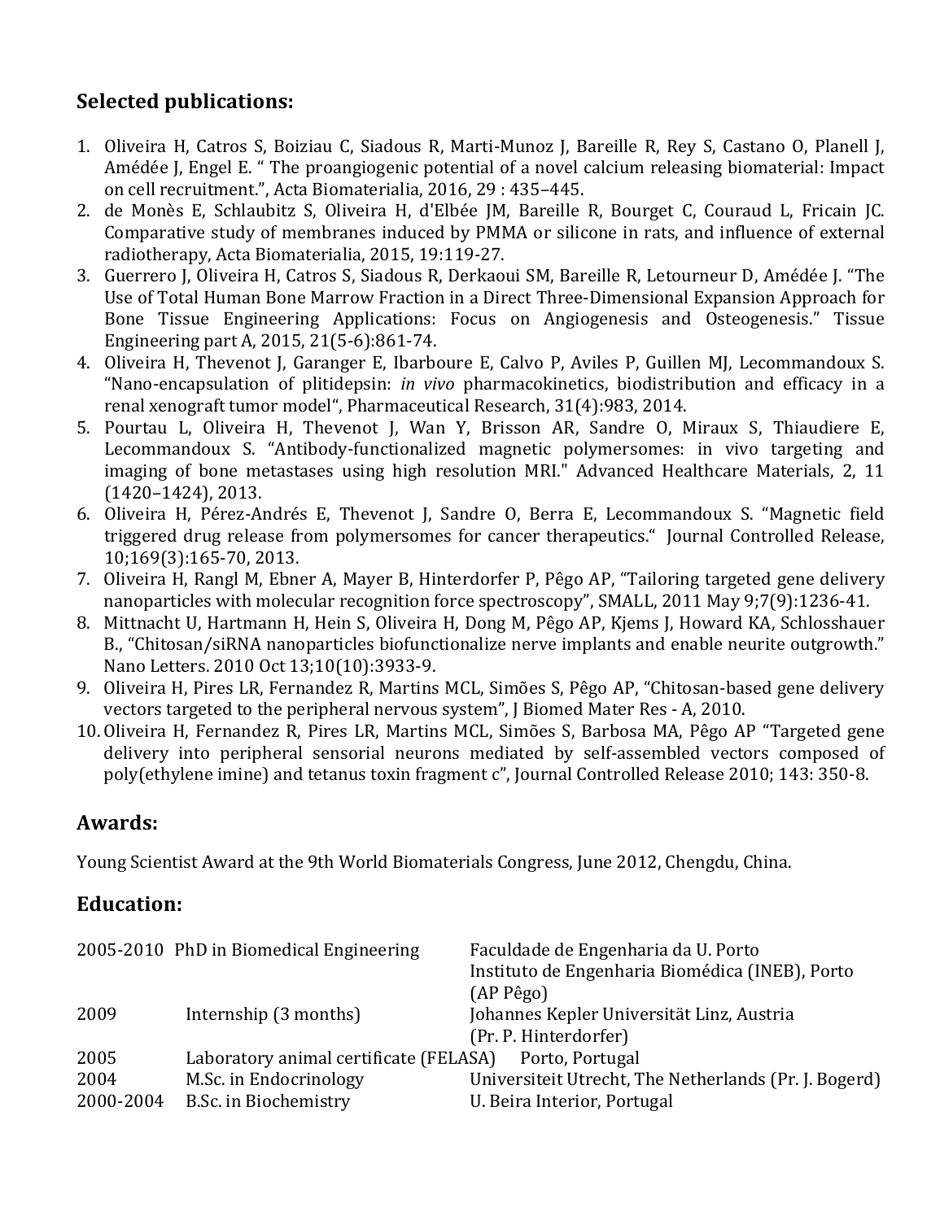## Selected publications:

1. Oliveira H, Catros S, Boiziau C, Siadous R, Marti-Munoz J, Bareille R, Rey S, Castano O, Planell J, Amédée J, Engel E. " The proangiogenic potential of a novel calcium releasing biomaterial: Impact on cell recruitment.", Acta Biomaterialia, 2016, 29 : 435–445.
2. de Monès E, Schlaubitz S, Oliveira H, d'Elbée JM, Bareille R, Bourget C, Couraud L, Fricain JC. Comparative study of membranes induced by PMMA or silicone in rats, and influence of external radiotherapy, Acta Biomaterialia, 2015, 19:119-27.
3. Guerrero J, Oliveira H, Catros S, Siadous R, Derkaoui SM, Bareille R, Letourneur D, Amédée J. "The Use of Total Human Bone Marrow Fraction in a Direct Three-Dimensional Expansion Approach for Bone Tissue Engineering Applications: Focus on Angiogenesis and Osteogenesis." Tissue Engineering part A, 2015, 21(5-6):861-74.
4. Oliveira H, Thevenot J, Garanger E, Ibarboure E, Calvo P, Aviles P, Guillen MJ, Lecommandoux S. "Nano-encapsulation of plitidepsin: *in vivo* pharmacokinetics, biodistribution and efficacy in a renal xenograft tumor model", Pharmaceutical Research, 31(4):983, 2014.
5. Pourtau L, Oliveira H, Thevenot J, Wan Y, Brisson AR, Sandre O, Miraux S, Thiaudiere E, Lecommandoux S. "Antibody-functionalized magnetic polymersomes: in vivo targeting and imaging of bone metastases using high resolution MRI." Advanced Healthcare Materials, 2, 11 (1420–1424), 2013.
6. Oliveira H, Pérez-Andrés E, Thevenot J, Sandre O, Berra E, Lecommandoux S. "Magnetic field triggered drug release from polymersomes for cancer therapeutics." Journal Controlled Release, 10;169(3):165-70, 2013.
7. Oliveira H, Rangl M, Ebner A, Mayer B, Hinterdorfer P, Pêgo AP, "Tailoring targeted gene delivery nanoparticles with molecular recognition force spectroscopy", SMALL, 2011 May 9;7(9):1236-41.
8. Mittnacht U, Hartmann H, Hein S, Oliveira H, Dong M, Pêgo AP, Kjems J, Howard KA, Schlosshauer B., "Chitosan/siRNA nanoparticles biofunctionalize nerve implants and enable neurite outgrowth." Nano Letters. 2010 Oct 13;10(10):3933-9.
9. Oliveira H, Pires LR, Fernandez R, Martins MCL, Simões S, Pêgo AP, "Chitosan-based gene delivery vectors targeted to the peripheral nervous system", J Biomed Mater Res - A, 2010.
10. Oliveira H, Fernandez R, Pires LR, Martins MCL, Simões S, Barbosa MA, Pêgo AP "Targeted gene delivery into peripheral sensorial neurons mediated by self-assembled vectors composed of poly(ethylene imine) and tetanus toxin fragment c", Journal Controlled Release 2010; 143: 350-8.

## Awards:

Young Scientist Award at the 9th World Biomaterials Congress, June 2012, Chengdu, China.

## Education:

| | | |
|---|---|---|
| 2005-2010 | PhD in Biomedical Engineering | Faculdade de Engenharia da U. Porto<br>Instituto de Engenharia Biomédica (INEB), Porto<br>(AP Pêgo) |
| 2009 | Internship (3 months) | Johannes Kepler Universität Linz, Austria<br>(Pr. P. Hinterdorfer) |
| 2005 | Laboratory animal certificate (FELASA) | Porto, Portugal |
| 2004 | M.Sc. in Endocrinology | Universiteit Utrecht, The Netherlands (Pr. J. Bogerd) |
| 2000-2004 | B.Sc. in Biochemistry | U. Beira Interior, Portugal |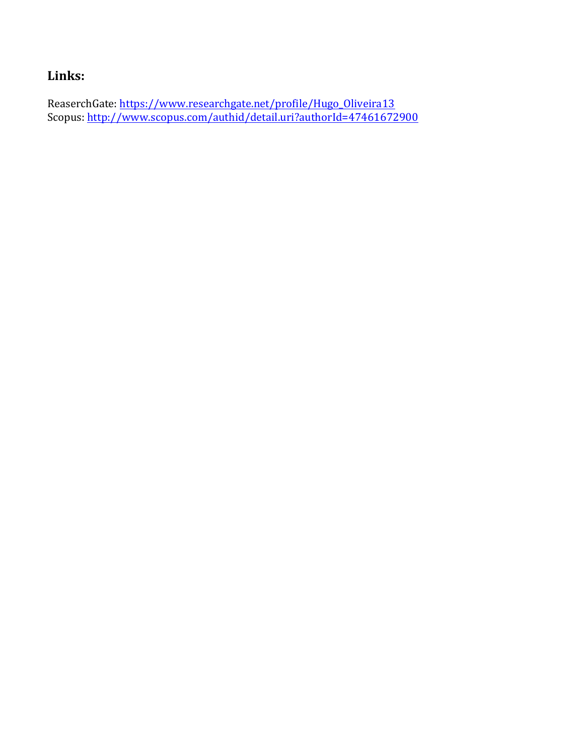### **Links:**

ReaserchGate: https://www.researchgate.net/profile/Hugo_Oliveira13
Scopus: http://www.scopus.com/authid/detail.uri?authorId=47461672900